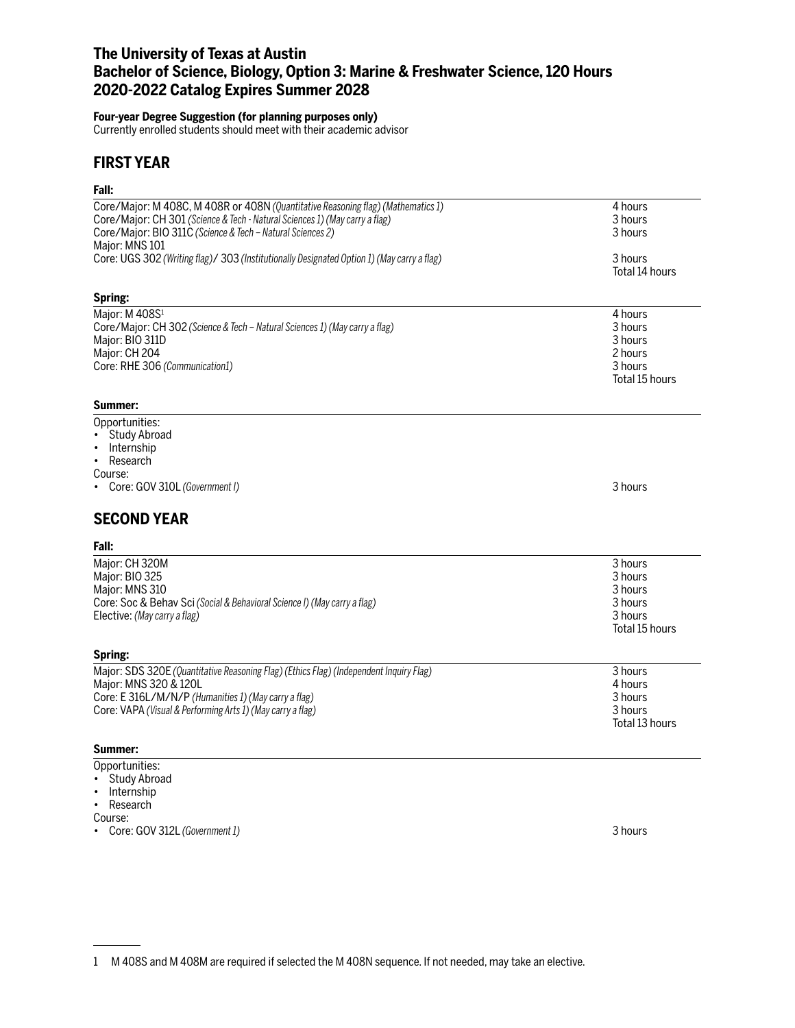# The University of Texas at Austin
# Bachelor of Science, Biology, Option 3: Marine & Freshwater Science, 120 Hours
# 2020-2022 Catalog Expires Summer 2028

**Four-year Degree Suggestion (for planning purposes only)**
Currently enrolled students should meet with their academic advisor

## FIRST YEAR

**Fall:**

| | |
|---|---|
| Core/Major: M 408C, M 408R or 408N *(Quantitative Reasoning flag) (Mathematics 1)* | 4 hours |
| Core/Major: CH 301 *(Science & Tech - Natural Sciences 1) (May carry a flag)* | 3 hours |
| Core/Major: BIO 311C *(Science & Tech – Natural Sciences 2)* | 3 hours |
| Major: MNS 101 | |
| Core: UGS 302 *(Writing flag)*/ 303 *(Institutionally Designated Option 1) (May carry a flag)* | 3 hours |
| | Total 14 hours |

**Spring:**

| | |
|---|---|
| Major: M 408S[1] | 4 hours |
| Core/Major: CH 302 *(Science & Tech – Natural Sciences 1) (May carry a flag)* | 3 hours |
| Major: BIO 311D | 3 hours |
| Major: CH 204 | 2 hours |
| Core: RHE 306 *(Communication1)* | 3 hours |
| | Total 15 hours |

**Summer:**

Opportunities:
- Study Abroad
- Internship
- Research

Course:
- Core: GOV 310L *(Government I)* — 3 hours

## SECOND YEAR

**Fall:**

| | |
|---|---|
| Major: CH 320M | 3 hours |
| Major: BIO 325 | 3 hours |
| Major: MNS 310 | 3 hours |
| Core: Soc & Behav Sci *(Social & Behavioral Science I) (May carry a flag)* | 3 hours |
| Elective: *(May carry a flag)* | 3 hours |
| | Total 15 hours |

**Spring:**

| | |
|---|---|
| Major: SDS 320E *(Quantitative Reasoning Flag) (Ethics Flag) (Independent Inquiry Flag)* | 3 hours |
| Major: MNS 320 & 120L | 4 hours |
| Core: E 316L/M/N/P *(Humanities 1) (May carry a flag)* | 3 hours |
| Core: VAPA *(Visual & Performing Arts 1) (May carry a flag)* | 3 hours |
| | Total 13 hours |

**Summer:**

Opportunities:
- Study Abroad
- Internship
- Research

Course:
- Core: GOV 312L *(Government 1)* — 3 hours

---

1 M 408S and M 408M are required if selected the M 408N sequence. If not needed, may take an elective.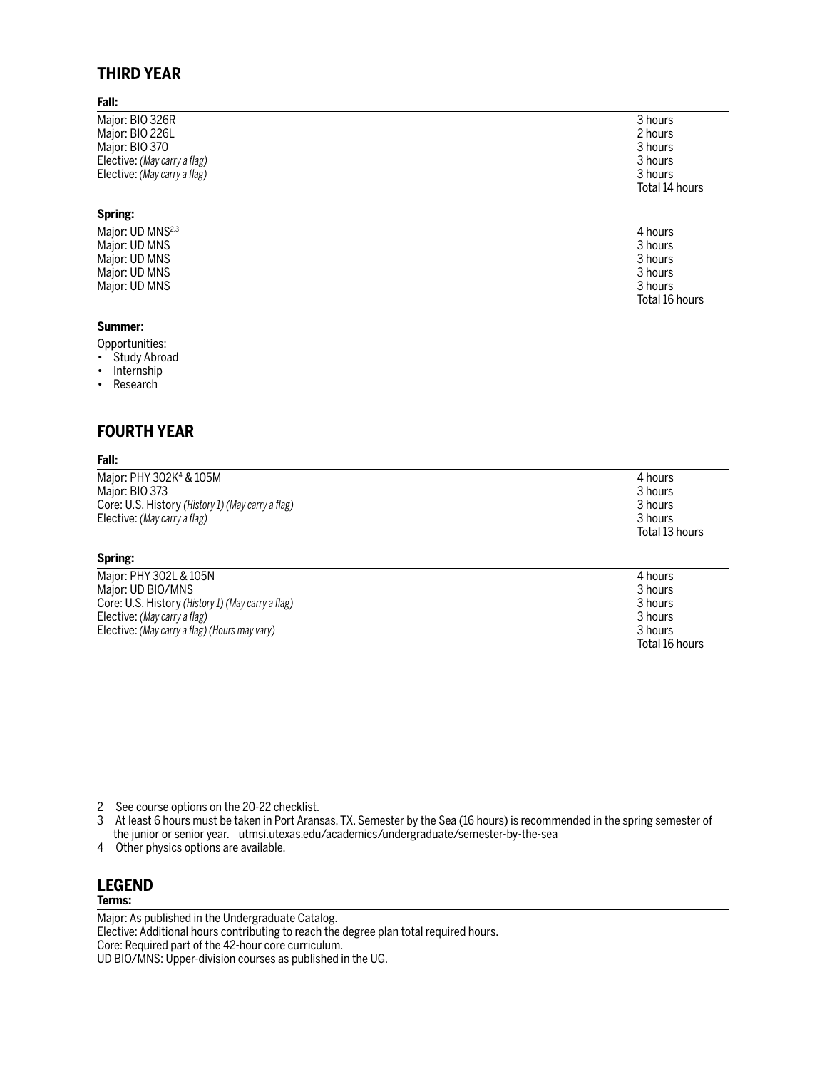## THIRD YEAR

**Fall:**

| | |
|---|---|
| Major: BIO 326R | 3 hours |
| Major: BIO 226L | 2 hours |
| Major: BIO 370 | 3 hours |
| Elective: *(May carry a flag)* | 3 hours |
| Elective: *(May carry a flag)* | 3 hours |
| | Total 14 hours |

**Spring:**

| | |
|---|---|
| Major: UD MNS[2,3] | 4 hours |
| Major: UD MNS | 3 hours |
| Major: UD MNS | 3 hours |
| Major: UD MNS | 3 hours |
| Major: UD MNS | 3 hours |
| | Total 16 hours |

**Summer:**

Opportunities:

- Study Abroad
- Internship
- Research

## FOURTH YEAR

**Fall:**

| | |
|---|---|
| Major: PHY 302K[4] & 105M | 4 hours |
| Major: BIO 373 | 3 hours |
| Core: U.S. History *(History 1) (May carry a flag)* | 3 hours |
| Elective: *(May carry a flag)* | 3 hours |
| | Total 13 hours |

**Spring:**

| | |
|---|---|
| Major: PHY 302L & 105N | 4 hours |
| Major: UD BIO/MNS | 3 hours |
| Core: U.S. History *(History 1) (May carry a flag)* | 3 hours |
| Elective: *(May carry a flag)* | 3 hours |
| Elective: *(May carry a flag) (Hours may vary)* | 3 hours |
| | Total 16 hours |

---

2 See course options on the 20-22 checklist.

3 At least 6 hours must be taken in Port Aransas, TX. Semester by the Sea (16 hours) is recommended in the spring semester of the junior or senior year. utmsi.utexas.edu/academics/undergraduate/semester-by-the-sea

4 Other physics options are available.

## LEGEND

**Terms:**

Major: As published in the Undergraduate Catalog.
Elective: Additional hours contributing to reach the degree plan total required hours.
Core: Required part of the 42-hour core curriculum.
UD BIO/MNS: Upper-division courses as published in the UG.